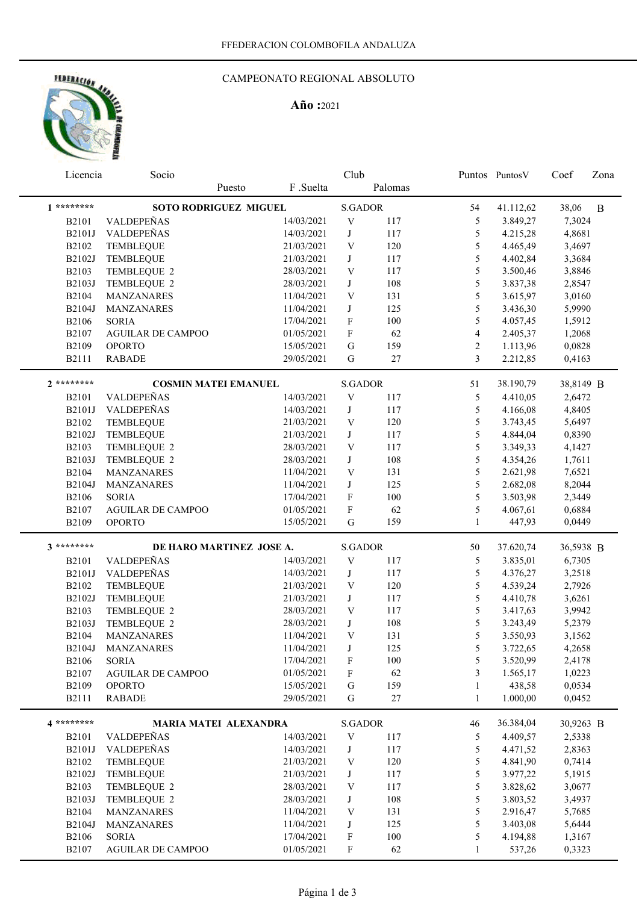FFEDERACION COLOMBOFILA ANDALUZA

# CAMPEONATO REGIONAL ABSOLUTO

**Año :** 2021

| Licencia | Socio / Puesto | F .Suelta | Club | Palomas | Puntos | PuntosV | Coef | Zona |
|---|---|---|---|---|---|---|---|---|
| **1 \*\*\*\*\*\*\*\*** | **SOTO RODRIGUEZ MIGUEL** | | S.GADOR | | 54 | 41.112,62 | 38,06 | B |
| B2101 | VALDEPEÑAS | 14/03/2021 | V | 117 | 5 | 3.849,27 | 7,3024 | |
| B2101J | VALDEPEÑAS | 14/03/2021 | J | 117 | 5 | 4.215,28 | 4,8681 | |
| B2102 | TEMBLEQUE | 21/03/2021 | V | 120 | 5 | 4.465,49 | 3,4697 | |
| B2102J | TEMBLEQUE | 21/03/2021 | J | 117 | 5 | 4.402,84 | 3,3684 | |
| B2103 | TEMBLEQUE 2 | 28/03/2021 | V | 117 | 5 | 3.500,46 | 3,8846 | |
| B2103J | TEMBLEQUE 2 | 28/03/2021 | J | 108 | 5 | 3.837,38 | 2,8547 | |
| B2104 | MANZANARES | 11/04/2021 | V | 131 | 5 | 3.615,97 | 3,0160 | |
| B2104J | MANZANARES | 11/04/2021 | J | 125 | 5 | 3.436,30 | 5,9990 | |
| B2106 | SORIA | 17/04/2021 | F | 100 | 5 | 4.057,45 | 1,5912 | |
| B2107 | AGUILAR DE CAMPOO | 01/05/2021 | F | 62 | 4 | 2.405,37 | 1,2068 | |
| B2109 | OPORTO | 15/05/2021 | G | 159 | 2 | 1.113,96 | 0,0828 | |
| B2111 | RABADE | 29/05/2021 | G | 27 | 3 | 2.212,85 | 0,4163 | |
| **2 \*\*\*\*\*\*\*\*** | **COSMIN MATEI EMANUEL** | | S.GADOR | | 51 | 38.190,79 | 38,8149 | B |
| B2101 | VALDEPEÑAS | 14/03/2021 | V | 117 | 5 | 4.410,05 | 2,6472 | |
| B2101J | VALDEPEÑAS | 14/03/2021 | J | 117 | 5 | 4.166,08 | 4,8405 | |
| B2102 | TEMBLEQUE | 21/03/2021 | V | 120 | 5 | 3.743,45 | 5,6497 | |
| B2102J | TEMBLEQUE | 21/03/2021 | J | 117 | 5 | 4.844,04 | 0,8390 | |
| B2103 | TEMBLEQUE 2 | 28/03/2021 | V | 117 | 5 | 3.349,33 | 4,1427 | |
| B2103J | TEMBLEQUE 2 | 28/03/2021 | J | 108 | 5 | 4.354,26 | 1,7611 | |
| B2104 | MANZANARES | 11/04/2021 | V | 131 | 5 | 2.621,98 | 7,6521 | |
| B2104J | MANZANARES | 11/04/2021 | J | 125 | 5 | 2.682,08 | 8,2044 | |
| B2106 | SORIA | 17/04/2021 | F | 100 | 5 | 3.503,98 | 2,3449 | |
| B2107 | AGUILAR DE CAMPOO | 01/05/2021 | F | 62 | 5 | 4.067,61 | 0,6884 | |
| B2109 | OPORTO | 15/05/2021 | G | 159 | 1 | 447,93 | 0,0449 | |
| **3 \*\*\*\*\*\*\*\*** | **DE HARO MARTINEZ JOSE A.** | | S.GADOR | | 50 | 37.620,74 | 36,5938 | B |
| B2101 | VALDEPEÑAS | 14/03/2021 | V | 117 | 5 | 3.835,01 | 6,7305 | |
| B2101J | VALDEPEÑAS | 14/03/2021 | J | 117 | 5 | 4.376,27 | 3,2518 | |
| B2102 | TEMBLEQUE | 21/03/2021 | V | 120 | 5 | 4.539,24 | 2,7926 | |
| B2102J | TEMBLEQUE | 21/03/2021 | J | 117 | 5 | 4.410,78 | 3,6261 | |
| B2103 | TEMBLEQUE 2 | 28/03/2021 | V | 117 | 5 | 3.417,63 | 3,9942 | |
| B2103J | TEMBLEQUE 2 | 28/03/2021 | J | 108 | 5 | 3.243,49 | 5,2379 | |
| B2104 | MANZANARES | 11/04/2021 | V | 131 | 5 | 3.550,93 | 3,1562 | |
| B2104J | MANZANARES | 11/04/2021 | J | 125 | 5 | 3.722,65 | 4,2658 | |
| B2106 | SORIA | 17/04/2021 | F | 100 | 5 | 3.520,99 | 2,4178 | |
| B2107 | AGUILAR DE CAMPOO | 01/05/2021 | F | 62 | 3 | 1.565,17 | 1,0223 | |
| B2109 | OPORTO | 15/05/2021 | G | 159 | 1 | 438,58 | 0,0534 | |
| B2111 | RABADE | 29/05/2021 | G | 27 | 1 | 1.000,00 | 0,0452 | |
| **4 \*\*\*\*\*\*\*\*** | **MARIA MATEI ALEXANDRA** | | S.GADOR | | 46 | 36.384,04 | 30,9263 | B |
| B2101 | VALDEPEÑAS | 14/03/2021 | V | 117 | 5 | 4.409,57 | 2,5338 | |
| B2101J | VALDEPEÑAS | 14/03/2021 | J | 117 | 5 | 4.471,52 | 2,8363 | |
| B2102 | TEMBLEQUE | 21/03/2021 | V | 120 | 5 | 4.841,90 | 0,7414 | |
| B2102J | TEMBLEQUE | 21/03/2021 | J | 117 | 5 | 3.977,22 | 5,1915 | |
| B2103 | TEMBLEQUE 2 | 28/03/2021 | V | 117 | 5 | 3.828,62 | 3,0677 | |
| B2103J | TEMBLEQUE 2 | 28/03/2021 | J | 108 | 5 | 3.803,52 | 3,4937 | |
| B2104 | MANZANARES | 11/04/2021 | V | 131 | 5 | 2.916,47 | 5,7685 | |
| B2104J | MANZANARES | 11/04/2021 | J | 125 | 5 | 3.403,08 | 5,6444 | |
| B2106 | SORIA | 17/04/2021 | F | 100 | 5 | 4.194,88 | 1,3167 | |
| B2107 | AGUILAR DE CAMPOO | 01/05/2021 | F | 62 | 1 | 537,26 | 0,3323 | |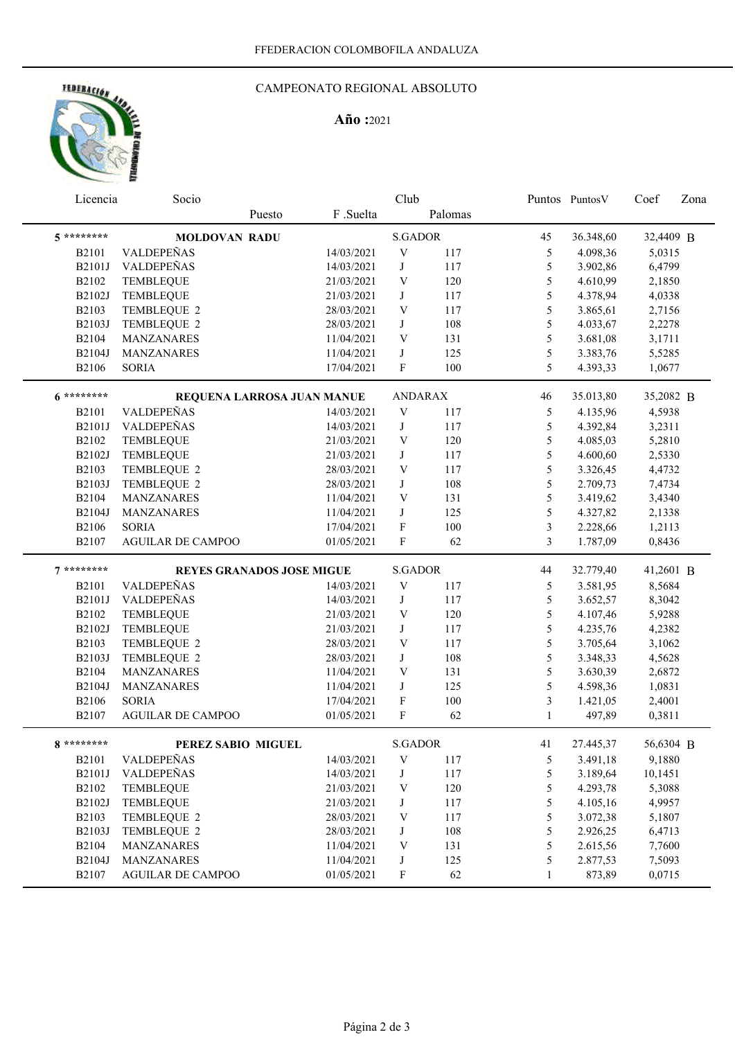FFEDERACION COLOMBOFILA ANDALUZA

# CAMPEONATO REGIONAL ABSOLUTO

**Año :**2021

| Licencia | Socio | Puesto | F .Suelta | Club | Palomas | Puntos | PuntosV | Coef | Zona |
|---|---|---|---|---|---|---|---|---|---|
| **5** ******** | **MOLDOVAN RADU** | | | S.GADOR | | 45 | 36.348,60 | 32,4409 | B |
| B2101 | VALDEPEÑAS | | 14/03/2021 | V | 117 | 5 | 4.098,36 | 5,0315 | |
| B2101J | VALDEPEÑAS | | 14/03/2021 | J | 117 | 5 | 3.902,86 | 6,4799 | |
| B2102 | TEMBLEQUE | | 21/03/2021 | V | 120 | 5 | 4.610,99 | 2,1850 | |
| B2102J | TEMBLEQUE | | 21/03/2021 | J | 117 | 5 | 4.378,94 | 4,0338 | |
| B2103 | TEMBLEQUE 2 | | 28/03/2021 | V | 117 | 5 | 3.865,61 | 2,7156 | |
| B2103J | TEMBLEQUE 2 | | 28/03/2021 | J | 108 | 5 | 4.033,67 | 2,2278 | |
| B2104 | MANZANARES | | 11/04/2021 | V | 131 | 5 | 3.681,08 | 3,1711 | |
| B2104J | MANZANARES | | 11/04/2021 | J | 125 | 5 | 3.383,76 | 5,5285 | |
| B2106 | SORIA | | 17/04/2021 | F | 100 | 5 | 4.393,33 | 1,0677 | |
| **6** ******** | **REQUENA LARROSA JUAN MANUE** | | | ANDARAX | | 46 | 35.013,80 | 35,2082 | B |
| B2101 | VALDEPEÑAS | | 14/03/2021 | V | 117 | 5 | 4.135,96 | 4,5938 | |
| B2101J | VALDEPEÑAS | | 14/03/2021 | J | 117 | 5 | 4.392,84 | 3,2311 | |
| B2102 | TEMBLEQUE | | 21/03/2021 | V | 120 | 5 | 4.085,03 | 5,2810 | |
| B2102J | TEMBLEQUE | | 21/03/2021 | J | 117 | 5 | 4.600,60 | 2,5330 | |
| B2103 | TEMBLEQUE 2 | | 28/03/2021 | V | 117 | 5 | 3.326,45 | 4,4732 | |
| B2103J | TEMBLEQUE 2 | | 28/03/2021 | J | 108 | 5 | 2.709,73 | 7,4734 | |
| B2104 | MANZANARES | | 11/04/2021 | V | 131 | 5 | 3.419,62 | 3,4340 | |
| B2104J | MANZANARES | | 11/04/2021 | J | 125 | 5 | 4.327,82 | 2,1338 | |
| B2106 | SORIA | | 17/04/2021 | F | 100 | 3 | 2.228,66 | 1,2113 | |
| B2107 | AGUILAR DE CAMPOO | | 01/05/2021 | F | 62 | 3 | 1.787,09 | 0,8436 | |
| **7** ******** | **REYES GRANADOS JOSE MIGUE** | | | S.GADOR | | 44 | 32.779,40 | 41,2601 | B |
| B2101 | VALDEPEÑAS | | 14/03/2021 | V | 117 | 5 | 3.581,95 | 8,5684 | |
| B2101J | VALDEPEÑAS | | 14/03/2021 | J | 117 | 5 | 3.652,57 | 8,3042 | |
| B2102 | TEMBLEQUE | | 21/03/2021 | V | 120 | 5 | 4.107,46 | 5,9288 | |
| B2102J | TEMBLEQUE | | 21/03/2021 | J | 117 | 5 | 4.235,76 | 4,2382 | |
| B2103 | TEMBLEQUE 2 | | 28/03/2021 | V | 117 | 5 | 3.705,64 | 3,1062 | |
| B2103J | TEMBLEQUE 2 | | 28/03/2021 | J | 108 | 5 | 3.348,33 | 4,5628 | |
| B2104 | MANZANARES | | 11/04/2021 | V | 131 | 5 | 3.630,39 | 2,6872 | |
| B2104J | MANZANARES | | 11/04/2021 | J | 125 | 5 | 4.598,36 | 1,0831 | |
| B2106 | SORIA | | 17/04/2021 | F | 100 | 3 | 1.421,05 | 2,4001 | |
| B2107 | AGUILAR DE CAMPOO | | 01/05/2021 | F | 62 | 1 | 497,89 | 0,3811 | |
| **8** ******** | **PEREZ SABIO MIGUEL** | | | S.GADOR | | 41 | 27.445,37 | 56,6304 | B |
| B2101 | VALDEPEÑAS | | 14/03/2021 | V | 117 | 5 | 3.491,18 | 9,1880 | |
| B2101J | VALDEPEÑAS | | 14/03/2021 | J | 117 | 5 | 3.189,64 | 10,1451 | |
| B2102 | TEMBLEQUE | | 21/03/2021 | V | 120 | 5 | 4.293,78 | 5,3088 | |
| B2102J | TEMBLEQUE | | 21/03/2021 | J | 117 | 5 | 4.105,16 | 4,9957 | |
| B2103 | TEMBLEQUE 2 | | 28/03/2021 | V | 117 | 5 | 3.072,38 | 5,1807 | |
| B2103J | TEMBLEQUE 2 | | 28/03/2021 | J | 108 | 5 | 2.926,25 | 6,4713 | |
| B2104 | MANZANARES | | 11/04/2021 | V | 131 | 5 | 2.615,56 | 7,7600 | |
| B2104J | MANZANARES | | 11/04/2021 | J | 125 | 5 | 2.877,53 | 7,5093 | |
| B2107 | AGUILAR DE CAMPOO | | 01/05/2021 | F | 62 | 1 | 873,89 | 0,0715 | |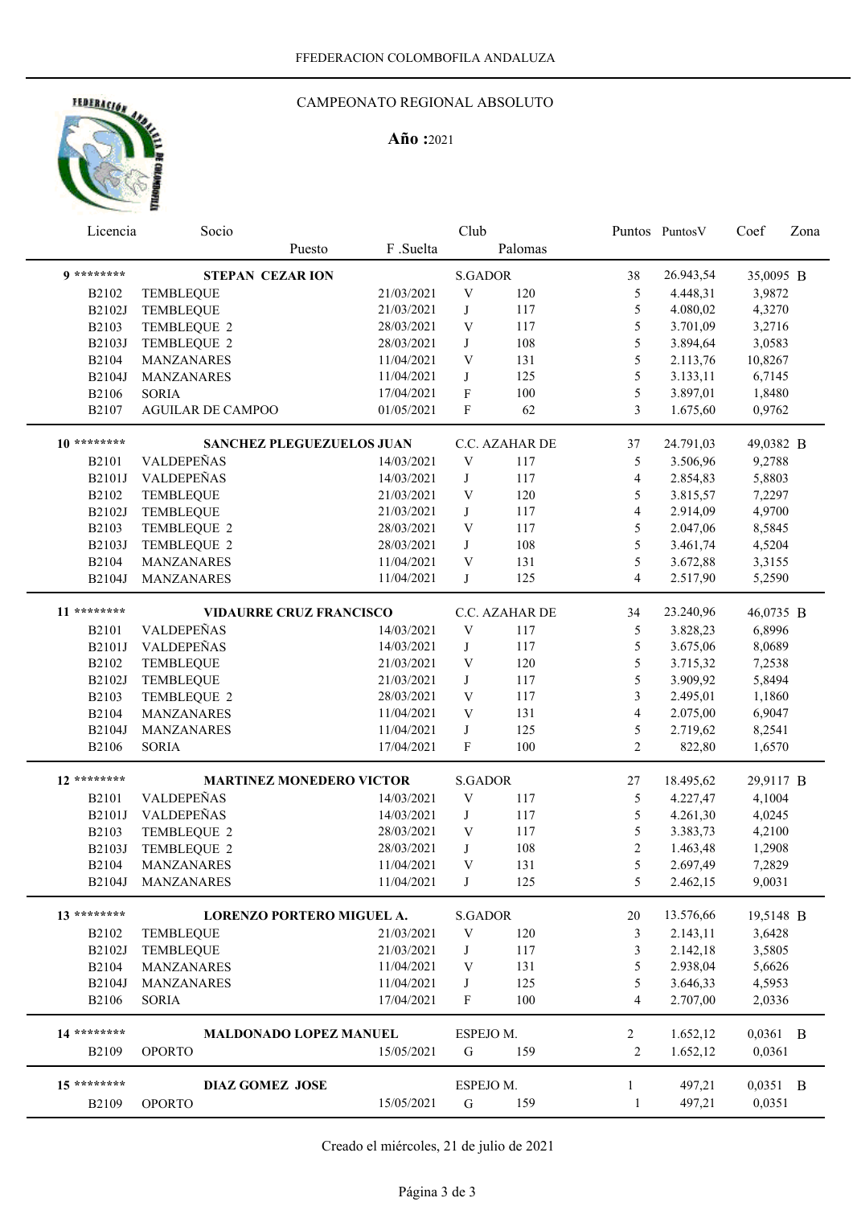FFEDERACION COLOMBOFILA ANDALUZA

CAMPEONATO REGIONAL ABSOLUTO

**Año :**2021

| Licencia | Socio / Puesto | F .Suelta | Club / | Palomas | Puntos | PuntosV | Coef | Zona |
|---|---|---|---|---|---|---|---|---|
| **9 \*\*\*\*\*\*\*\*** | **STEPAN CEZAR ION** | | S.GADOR | | 38 | 26.943,54 | 35,0095 | B |
| B2102 | TEMBLEQUE | 21/03/2021 | V | 120 | 5 | 4.448,31 | 3,9872 | |
| B2102J | TEMBLEQUE | 21/03/2021 | J | 117 | 5 | 4.080,02 | 4,3270 | |
| B2103 | TEMBLEQUE 2 | 28/03/2021 | V | 117 | 5 | 3.701,09 | 3,2716 | |
| B2103J | TEMBLEQUE 2 | 28/03/2021 | J | 108 | 5 | 3.894,64 | 3,0583 | |
| B2104 | MANZANARES | 11/04/2021 | V | 131 | 5 | 2.113,76 | 10,8267 | |
| B2104J | MANZANARES | 11/04/2021 | J | 125 | 5 | 3.133,11 | 6,7145 | |
| B2106 | SORIA | 17/04/2021 | F | 100 | 5 | 3.897,01 | 1,8480 | |
| B2107 | AGUILAR DE CAMPOO | 01/05/2021 | F | 62 | 3 | 1.675,60 | 0,9762 | |
| **10 \*\*\*\*\*\*\*\*** | **SANCHEZ PLEGUEZUELOS JUAN** | | C.C. AZAHAR DE | | 37 | 24.791,03 | 49,0382 | B |
| B2101 | VALDEPEÑAS | 14/03/2021 | V | 117 | 5 | 3.506,96 | 9,2788 | |
| B2101J | VALDEPEÑAS | 14/03/2021 | J | 117 | 4 | 2.854,83 | 5,8803 | |
| B2102 | TEMBLEQUE | 21/03/2021 | V | 120 | 5 | 3.815,57 | 7,2297 | |
| B2102J | TEMBLEQUE | 21/03/2021 | J | 117 | 4 | 2.914,09 | 4,9700 | |
| B2103 | TEMBLEQUE 2 | 28/03/2021 | V | 117 | 5 | 2.047,06 | 8,5845 | |
| B2103J | TEMBLEQUE 2 | 28/03/2021 | J | 108 | 5 | 3.461,74 | 4,5204 | |
| B2104 | MANZANARES | 11/04/2021 | V | 131 | 5 | 3.672,88 | 3,3155 | |
| B2104J | MANZANARES | 11/04/2021 | J | 125 | 4 | 2.517,90 | 5,2590 | |
| **11 \*\*\*\*\*\*\*\*** | **VIDAURRE CRUZ FRANCISCO** | | C.C. AZAHAR DE | | 34 | 23.240,96 | 46,0735 | B |
| B2101 | VALDEPEÑAS | 14/03/2021 | V | 117 | 5 | 3.828,23 | 6,8996 | |
| B2101J | VALDEPEÑAS | 14/03/2021 | J | 117 | 5 | 3.675,06 | 8,0689 | |
| B2102 | TEMBLEQUE | 21/03/2021 | V | 120 | 5 | 3.715,32 | 7,2538 | |
| B2102J | TEMBLEQUE | 21/03/2021 | J | 117 | 5 | 3.909,92 | 5,8494 | |
| B2103 | TEMBLEQUE 2 | 28/03/2021 | V | 117 | 3 | 2.495,01 | 1,1860 | |
| B2104 | MANZANARES | 11/04/2021 | V | 131 | 4 | 2.075,00 | 6,9047 | |
| B2104J | MANZANARES | 11/04/2021 | J | 125 | 5 | 2.719,62 | 8,2541 | |
| B2106 | SORIA | 17/04/2021 | F | 100 | 2 | 822,80 | 1,6570 | |
| **12 \*\*\*\*\*\*\*\*** | **MARTINEZ MONEDERO VICTOR** | | S.GADOR | | 27 | 18.495,62 | 29,9117 | B |
| B2101 | VALDEPEÑAS | 14/03/2021 | V | 117 | 5 | 4.227,47 | 4,1004 | |
| B2101J | VALDEPEÑAS | 14/03/2021 | J | 117 | 5 | 4.261,30 | 4,0245 | |
| B2103 | TEMBLEQUE 2 | 28/03/2021 | V | 117 | 5 | 3.383,73 | 4,2100 | |
| B2103J | TEMBLEQUE 2 | 28/03/2021 | J | 108 | 2 | 1.463,48 | 1,2908 | |
| B2104 | MANZANARES | 11/04/2021 | V | 131 | 5 | 2.697,49 | 7,2829 | |
| B2104J | MANZANARES | 11/04/2021 | J | 125 | 5 | 2.462,15 | 9,0031 | |
| **13 \*\*\*\*\*\*\*\*** | **LORENZO PORTERO MIGUEL A.** | | S.GADOR | | 20 | 13.576,66 | 19,5148 | B |
| B2102 | TEMBLEQUE | 21/03/2021 | V | 120 | 3 | 2.143,11 | 3,6428 | |
| B2102J | TEMBLEQUE | 21/03/2021 | J | 117 | 3 | 2.142,18 | 3,5805 | |
| B2104 | MANZANARES | 11/04/2021 | V | 131 | 5 | 2.938,04 | 5,6626 | |
| B2104J | MANZANARES | 11/04/2021 | J | 125 | 5 | 3.646,33 | 4,5953 | |
| B2106 | SORIA | 17/04/2021 | F | 100 | 4 | 2.707,00 | 2,0336 | |
| **14 \*\*\*\*\*\*\*\*** | **MALDONADO LOPEZ MANUEL** | | ESPEJO M. | | 2 | 1.652,12 | 0,0361 | B |
| B2109 | OPORTO | 15/05/2021 | G | 159 | 2 | 1.652,12 | 0,0361 | |
| **15 \*\*\*\*\*\*\*\*** | **DIAZ GOMEZ JOSE** | | ESPEJO M. | | 1 | 497,21 | 0,0351 | B |
| B2109 | OPORTO | 15/05/2021 | G | 159 | 1 | 497,21 | 0,0351 | |

Creado el miércoles, 21 de julio de 2021